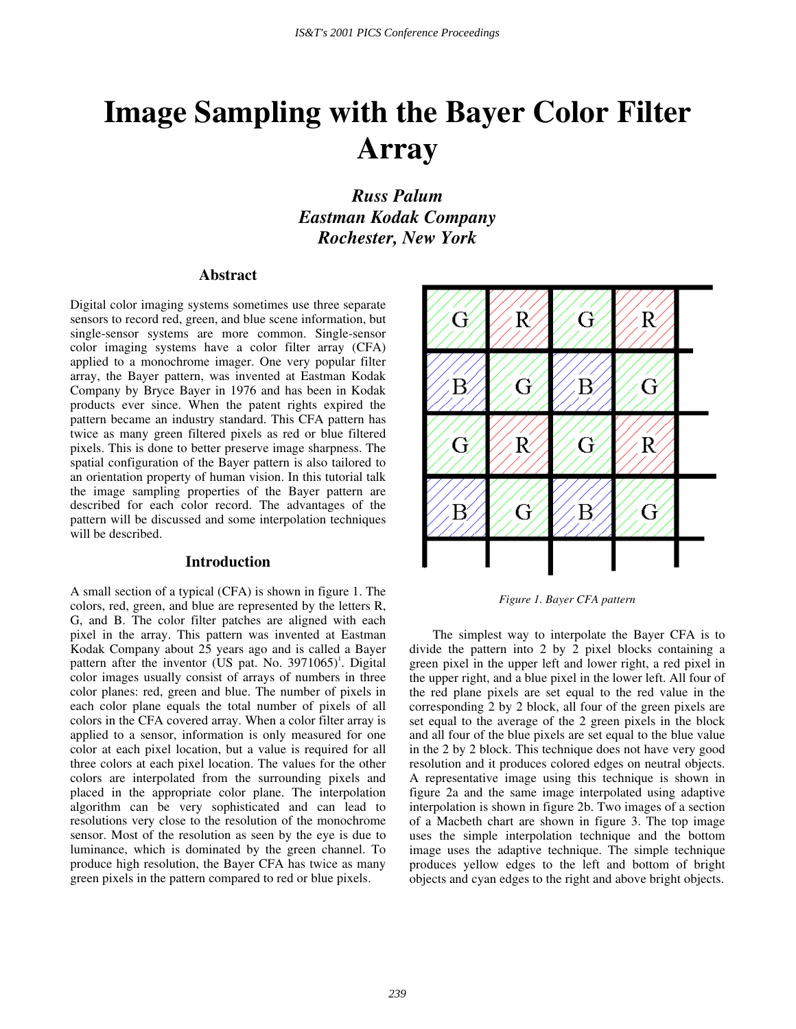# Image Sampling with the Bayer Color Filter Array

***Russ Palum***
***Eastman Kodak Company***
***Rochester, New York***

## Abstract

Digital color imaging systems sometimes use three separate sensors to record red, green, and blue scene information, but single-sensor systems are more common. Single-sensor color imaging systems have a color filter array (CFA) applied to a monochrome imager. One very popular filter array, the Bayer pattern, was invented at Eastman Kodak Company by Bryce Bayer in 1976 and has been in Kodak products ever since. When the patent rights expired the pattern became an industry standard. This CFA pattern has twice as many green filtered pixels as red or blue filtered pixels. This is done to better preserve image sharpness. The spatial configuration of the Bayer pattern is also tailored to an orientation property of human vision. In this tutorial talk the image sampling properties of the Bayer pattern are described for each color record. The advantages of the pattern will be discussed and some interpolation techniques will be described.

## Introduction

A small section of a typical (CFA) is shown in figure 1. The colors, red, green, and blue are represented by the letters R, G, and B. The color filter patches are aligned with each pixel in the array. This pattern was invented at Eastman Kodak Company about 25 years ago and is called a Bayer pattern after the inventor (US pat. No. 3971065)[1]. Digital color images usually consist of arrays of numbers in three color planes: red, green and blue. The number of pixels in each color plane equals the total number of pixels of all colors in the CFA covered array. When a color filter array is applied to a sensor, information is only measured for one color at each pixel location, but a value is required for all three colors at each pixel location. The values for the other colors are interpolated from the surrounding pixels and placed in the appropriate color plane. The interpolation algorithm can be very sophisticated and can lead to resolutions very close to the resolution of the monochrome sensor. Most of the resolution as seen by the eye is due to luminance, which is dominated by the green channel. To produce high resolution, the Bayer CFA has twice as many green pixels in the pattern compared to red or blue pixels.

| G | R | G | R |
|---|---|---|---|
| B | G | B | G |
| G | R | G | R |
| B | G | B | G |

*Figure 1. Bayer CFA pattern*

The simplest way to interpolate the Bayer CFA is to divide the pattern into 2 by 2 pixel blocks containing a green pixel in the upper left and lower right, a red pixel in the upper right, and a blue pixel in the lower left. All four of the red plane pixels are set equal to the red value in the corresponding 2 by 2 block, all four of the green pixels are set equal to the average of the 2 green pixels in the block and all four of the blue pixels are set equal to the blue value in the 2 by 2 block. This technique does not have very good resolution and it produces colored edges on neutral objects. A representative image using this technique is shown in figure 2a and the same image interpolated using adaptive interpolation is shown in figure 2b. Two images of a section of a Macbeth chart are shown in figure 3. The top image uses the simple interpolation technique and the bottom image uses the adaptive technique. The simple technique produces yellow edges to the left and bottom of bright objects and cyan edges to the right and above bright objects.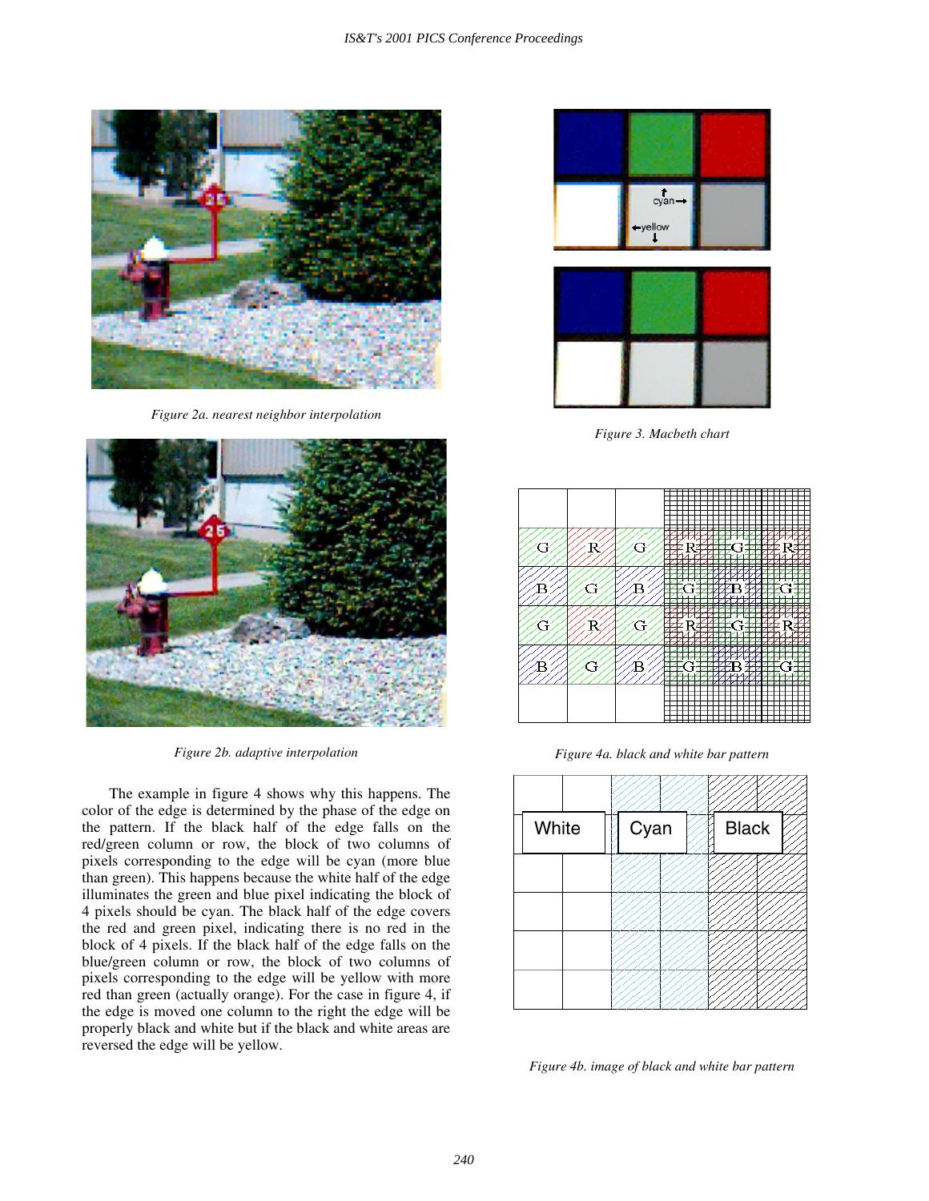Figure 2a. nearest neighbor interpolation

Figure 2b. adaptive interpolation

Figure 3. Macbeth chart

Figure 4a. black and white bar pattern

Figure 4b. image of black and white bar pattern

The example in figure 4 shows why this happens. The color of the edge is determined by the phase of the edge on the pattern. If the black half of the edge falls on the red/green column or row, the block of two columns of pixels corresponding to the edge will be cyan (more blue than green). This happens because the white half of the edge illuminates the green and blue pixel indicating the block of 4 pixels should be cyan. The black half of the edge covers the red and green pixel, indicating there is no red in the block of 4 pixels. If the black half of the edge falls on the blue/green column or row, the block of two columns of pixels corresponding to the edge will be yellow with more red than green (actually orange). For the case in figure 4, if the edge is moved one column to the right the edge will be properly black and white but if the black and white areas are reversed the edge will be yellow.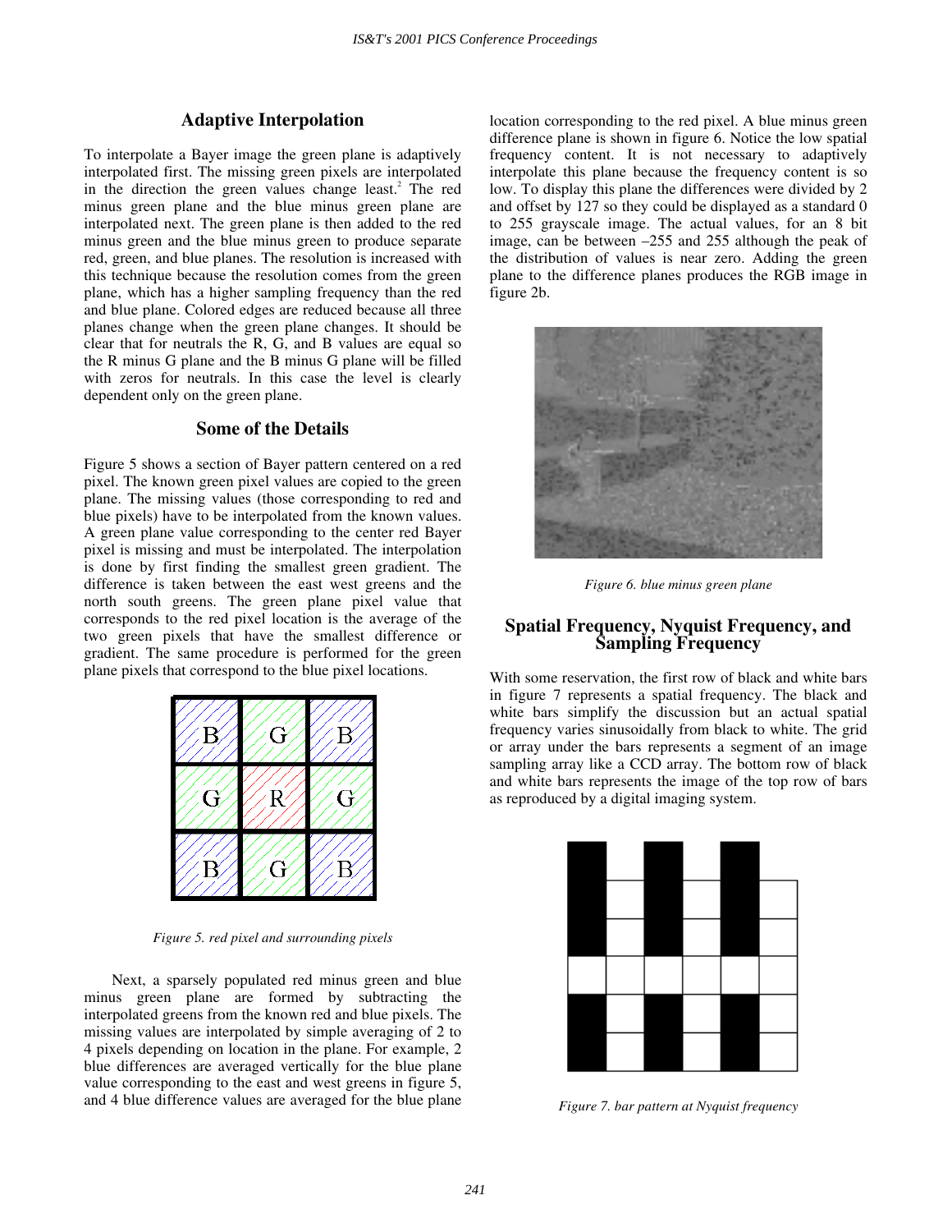## Adaptive Interpolation

To interpolate a Bayer image the green plane is adaptively interpolated first. The missing green pixels are interpolated in the direction the green values change least.[2] The red minus green plane and the blue minus green plane are interpolated next. The green plane is then added to the red minus green and the blue minus green to produce separate red, green, and blue planes. The resolution is increased with this technique because the resolution comes from the green plane, which has a higher sampling frequency than the red and blue plane. Colored edges are reduced because all three planes change when the green plane changes. It should be clear that for neutrals the R, G, and B values are equal so the R minus G plane and the B minus G plane will be filled with zeros for neutrals. In this case the level is clearly dependent only on the green plane.

## Some of the Details

Figure 5 shows a section of Bayer pattern centered on a red pixel. The known green pixel values are copied to the green plane. The missing values (those corresponding to red and blue pixels) have to be interpolated from the known values. A green plane value corresponding to the center red Bayer pixel is missing and must be interpolated. The interpolation is done by first finding the smallest green gradient. The difference is taken between the east west greens and the north south greens. The green plane pixel value that corresponds to the red pixel location is the average of the two green pixels that have the smallest difference or gradient. The same procedure is performed for the green plane pixels that correspond to the blue pixel locations.

| B | G | B |
|---|---|---|
| G | R | G |
| B | G | B |

*Figure 5. red pixel and surrounding pixels*

Next, a sparsely populated red minus green and blue minus green plane are formed by subtracting the interpolated greens from the known red and blue pixels. The missing values are interpolated by simple averaging of 2 to 4 pixels depending on location in the plane. For example, 2 blue differences are averaged vertically for the blue plane value corresponding to the east and west greens in figure 5, and 4 blue difference values are averaged for the blue plane location corresponding to the red pixel. A blue minus green difference plane is shown in figure 6. Notice the low spatial frequency content. It is not necessary to adaptively interpolate this plane because the frequency content is so low. To display this plane the differences were divided by 2 and offset by 127 so they could be displayed as a standard 0 to 255 grayscale image. The actual values, for an 8 bit image, can be between –255 and 255 although the peak of the distribution of values is near zero. Adding the green plane to the difference planes produces the RGB image in figure 2b.

*Figure 6. blue minus green plane*

## Spatial Frequency, Nyquist Frequency, and Sampling Frequency

With some reservation, the first row of black and white bars in figure 7 represents a spatial frequency. The black and white bars simplify the discussion but an actual spatial frequency varies sinusoidally from black to white. The grid or array under the bars represents a segment of an image sampling array like a CCD array. The bottom row of black and white bars represents the image of the top row of bars as reproduced by a digital imaging system.

*Figure 7. bar pattern at Nyquist frequency*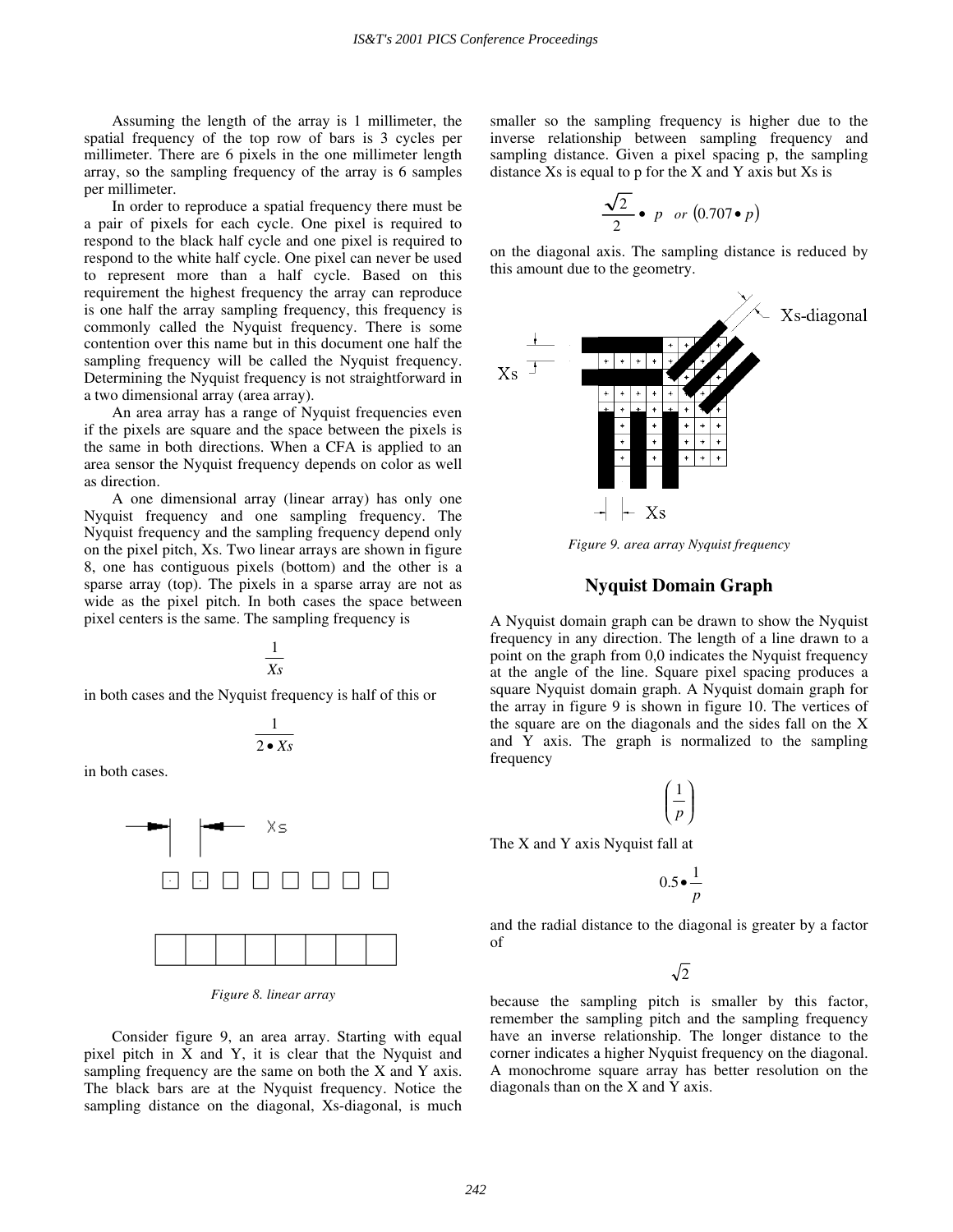Assuming the length of the array is 1 millimeter, the spatial frequency of the top row of bars is 3 cycles per millimeter. There are 6 pixels in the one millimeter length array, so the sampling frequency of the array is 6 samples per millimeter.

In order to reproduce a spatial frequency there must be a pair of pixels for each cycle. One pixel is required to respond to the black half cycle and one pixel is required to respond to the white half cycle. One pixel can never be used to represent more than a half cycle. Based on this requirement the highest frequency the array can reproduce is one half the array sampling frequency, this frequency is commonly called the Nyquist frequency. There is some contention over this name but in this document one half the sampling frequency will be called the Nyquist frequency. Determining the Nyquist frequency is not straightforward in a two dimensional array (area array).

An area array has a range of Nyquist frequencies even if the pixels are square and the space between the pixels is the same in both directions. When a CFA is applied to an area sensor the Nyquist frequency depends on color as well as direction.

A one dimensional array (linear array) has only one Nyquist frequency and one sampling frequency. The Nyquist frequency and the sampling frequency depend only on the pixel pitch, Xs. Two linear arrays are shown in figure 8, one has contiguous pixels (bottom) and the other is a sparse array (top). The pixels in a sparse array are not as wide as the pixel pitch. In both cases the space between pixel centers is the same. The sampling frequency is

$$\frac{1}{Xs}$$

in both cases and the Nyquist frequency is half of this or

$$\frac{1}{2 \bullet Xs}$$

in both cases.

*Figure 8. linear array*

Consider figure 9, an area array. Starting with equal pixel pitch in X and Y, it is clear that the Nyquist and sampling frequency are the same on both the X and Y axis. The black bars are at the Nyquist frequency. Notice the sampling distance on the diagonal, Xs-diagonal, is much smaller so the sampling frequency is higher due to the inverse relationship between sampling frequency and sampling distance. Given a pixel spacing p, the sampling distance Xs is equal to p for the X and Y axis but Xs is

$$\frac{\sqrt{2}}{2} \bullet \ p \quad or \ (0.707 \bullet p)$$

on the diagonal axis. The sampling distance is reduced by this amount due to the geometry.

*Figure 9. area array Nyquist frequency*

## Nyquist Domain Graph

A Nyquist domain graph can be drawn to show the Nyquist frequency in any direction. The length of a line drawn to a point on the graph from 0,0 indicates the Nyquist frequency at the angle of the line. Square pixel spacing produces a square Nyquist domain graph. A Nyquist domain graph for the array in figure 9 is shown in figure 10. The vertices of the square are on the diagonals and the sides fall on the X and Y axis. The graph is normalized to the sampling frequency

$$\left(\frac{1}{p}\right)$$

The X and Y axis Nyquist fall at

$$0.5 \bullet \frac{1}{p}$$

and the radial distance to the diagonal is greater by a factor of

$$\sqrt{2}$$

because the sampling pitch is smaller by this factor, remember the sampling pitch and the sampling frequency have an inverse relationship. The longer distance to the corner indicates a higher Nyquist frequency on the diagonal. A monochrome square array has better resolution on the diagonals than on the X and Y axis.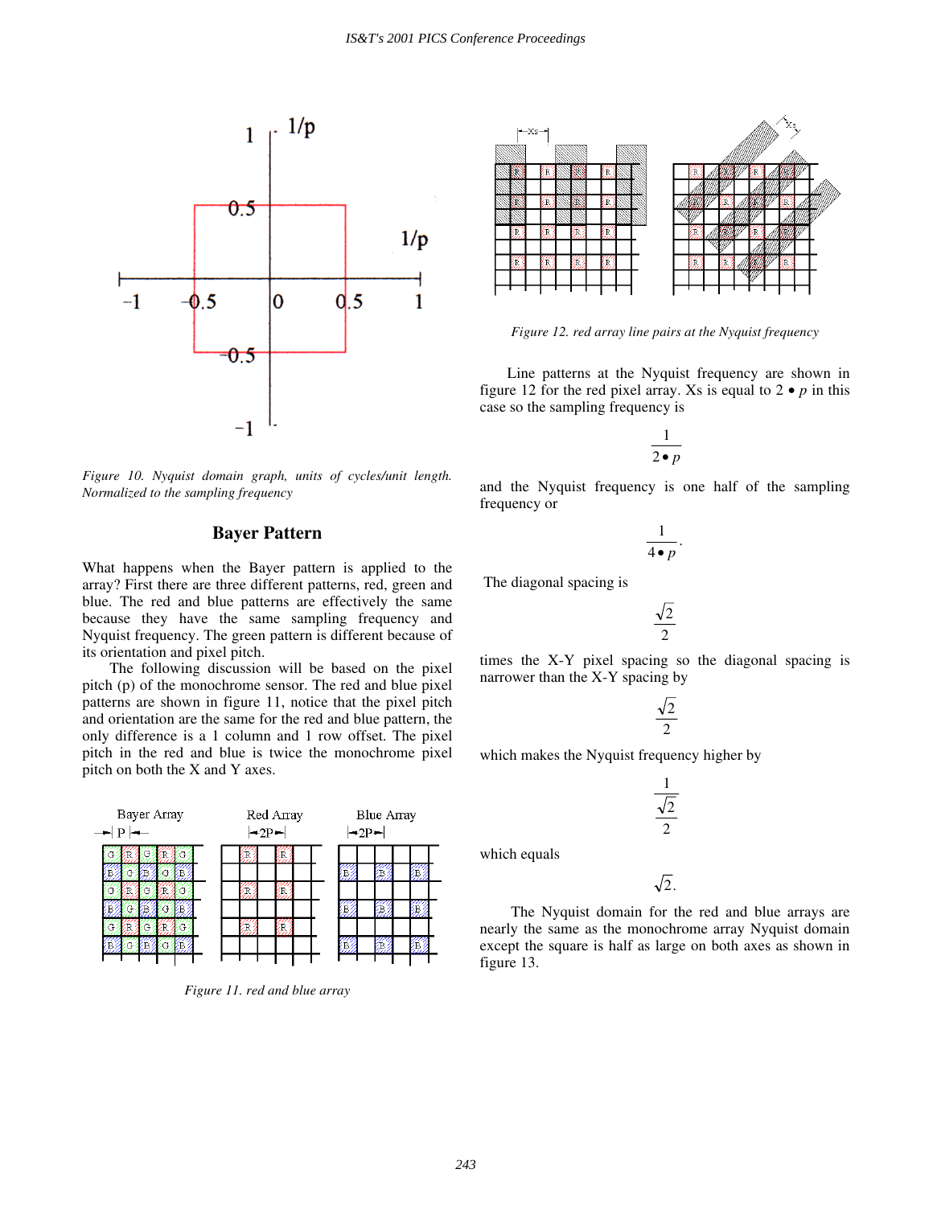*Figure 10. Nyquist domain graph, units of cycles/unit length. Normalized to the sampling frequency*

## Bayer Pattern

What happens when the Bayer pattern is applied to the array? First there are three different patterns, red, green and blue. The red and blue patterns are effectively the same because they have the same sampling frequency and Nyquist frequency. The green pattern is different because of its orientation and pixel pitch.

The following discussion will be based on the pixel pitch (p) of the monochrome sensor. The red and blue pixel patterns are shown in figure 11, notice that the pixel pitch and orientation are the same for the red and blue pattern, the only difference is a 1 column and 1 row offset. The pixel pitch in the red and blue is twice the monochrome pixel pitch on both the X and Y axes.

*Figure 11. red and blue array*

*Figure 12. red array line pairs at the Nyquist frequency*

Line patterns at the Nyquist frequency are shown in figure 12 for the red pixel array. Xs is equal to $2 \bullet p$ in this case so the sampling frequency is

$$\frac{1}{2 \bullet p}$$

and the Nyquist frequency is one half of the sampling frequency or

$$\frac{1}{4 \bullet p}.$$

The diagonal spacing is

$$\frac{\sqrt{2}}{2}$$

times the X-Y pixel spacing so the diagonal spacing is narrower than the X-Y spacing by

$$\frac{\sqrt{2}}{2}$$

which makes the Nyquist frequency higher by

$$\frac{1}{\frac{\sqrt{2}}{2}}$$

which equals

$$\sqrt{2}.$$

The Nyquist domain for the red and blue arrays are nearly the same as the monochrome array Nyquist domain except the square is half as large on both axes as shown in figure 13.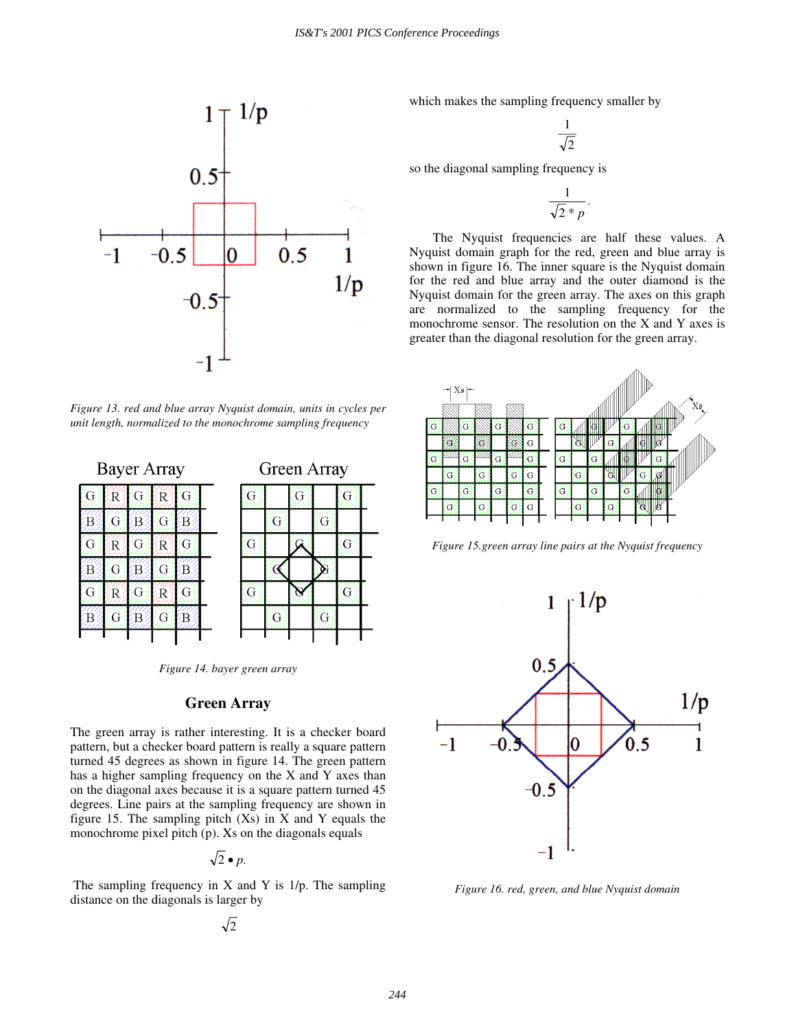*Figure 13. red and blue array Nyquist domain, units in cycles per unit length, normalized to the monochrome sampling frequency*

*Figure 14. bayer green array*

## Green Array

The green array is rather interesting. It is a checker board pattern, but a checker board pattern is really a square pattern turned 45 degrees as shown in figure 14. The green pattern has a higher sampling frequency on the X and Y axes than on the diagonal axes because it is a square pattern turned 45 degrees. Line pairs at the sampling frequency are shown in figure 15. The sampling pitch (Xs) in X and Y equals the monochrome pixel pitch (p). Xs on the diagonals equals

$$\sqrt{2} \bullet p.$$

The sampling frequency in X and Y is 1/p. The sampling distance on the diagonals is larger by

$$\sqrt{2}$$

which makes the sampling frequency smaller by

$$\frac{1}{\sqrt{2}}$$

so the diagonal sampling frequency is

$$\frac{1}{\sqrt{2} * p}.$$

The Nyquist frequencies are half these values. A Nyquist domain graph for the red, green and blue array is shown in figure 16. The inner square is the Nyquist domain for the red and blue array and the outer diamond is the Nyquist domain for the green array. The axes on this graph are normalized to the sampling frequency for the monochrome sensor. The resolution on the X and Y axes is greater than the diagonal resolution for the green array.

*Figure 15.green array line pairs at the Nyquist frequency*

*Figure 16. red, green, and blue Nyquist domain*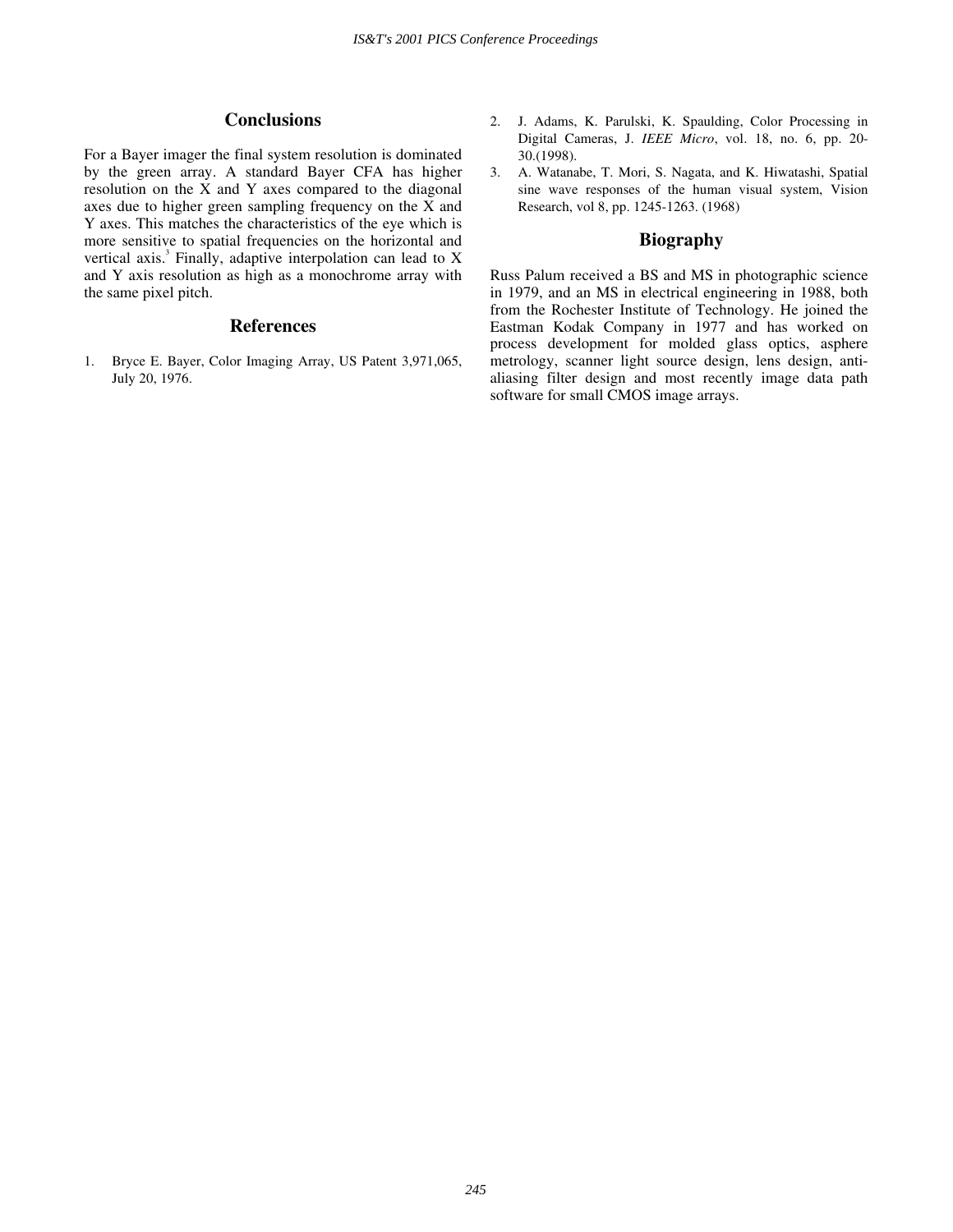## Conclusions

For a Bayer imager the final system resolution is dominated by the green array. A standard Bayer CFA has higher resolution on the X and Y axes compared to the diagonal axes due to higher green sampling frequency on the X and Y axes. This matches the characteristics of the eye which is more sensitive to spatial frequencies on the horizontal and vertical axis.[3] Finally, adaptive interpolation can lead to X and Y axis resolution as high as a monochrome array with the same pixel pitch.

## References

1. Bryce E. Bayer, Color Imaging Array, US Patent 3,971,065, July 20, 1976.
2. J. Adams, K. Parulski, K. Spaulding, Color Processing in Digital Cameras, J. *IEEE Micro*, vol. 18, no. 6, pp. 20-30.(1998).
3. A. Watanabe, T. Mori, S. Nagata, and K. Hiwatashi, Spatial sine wave responses of the human visual system, Vision Research, vol 8, pp. 1245-1263. (1968)

## Biography

Russ Palum received a BS and MS in photographic science in 1979, and an MS in electrical engineering in 1988, both from the Rochester Institute of Technology. He joined the Eastman Kodak Company in 1977 and has worked on process development for molded glass optics, asphere metrology, scanner light source design, lens design, anti-aliasing filter design and most recently image data path software for small CMOS image arrays.